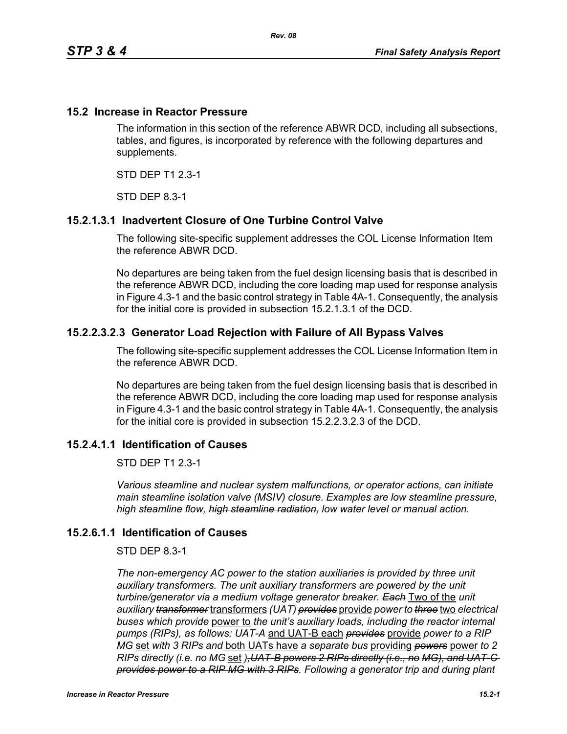## 15.2 Increase in Reactor Pressure

The information in this section of the reference ABWR DCD, including all subsections, tables, and figures, is incorporated by reference with the following departures and supplements.

STD DEP T1 2.3-1

STD DEP 8.3-1

### 15.2.1.3.1 Inadvertent Closure of One Turbine Control Valve

The following site-specific supplement addresses the COL License Information Item the reference ABWR DCD.

No departures are being taken from the fuel design licensing basis that is described in the reference ABWR DCD, including the core loading map used for response analysis in Figure 4.3-1 and the basic control strategy in Table 4A-1. Consequently, the analysis for the initial core is provided in subsection 15.2.1.3.1 of the DCD.

### 15.2.2.3.2.3 Generator Load Rejection with Failure of All Bypass Valves

The following site-specific supplement addresses the COL License Information Item in the reference ABWR DCD.

No departures are being taken from the fuel design licensing basis that is described in the reference ABWR DCD, including the core loading map used for response analysis in Figure 4.3-1 and the basic control strategy in Table 4A-1. Consequently, the analysis for the initial core is provided in subsection 15.2.2.3.2.3 of the DCD.

### 15.2.4.1.1 Identification of Causes

STD DEP T1 2.3-1

*Various steamline and nuclear system malfunctions, or operator actions, can initiate main steamline isolation valve (MSIV) closure. Examples are low steamline pressure, high steamline flow, ~~high steamline radiation,~~ low water level or manual action.*

### 15.2.6.1.1 Identification of Causes

STD DEP 8.3-1

*The non-emergency AC power to the station auxiliaries is provided by three unit auxiliary transformers. The unit auxiliary transformers are powered by the unit turbine/generator via a medium voltage generator breaker. ~~Each~~* Two of the *unit auxiliary ~~transformer~~* transformers *(UAT) ~~provides~~* provide *power to ~~three~~* two *electrical buses which provide* power to *the unit's auxiliary loads, including the reactor internal pumps (RIPs), as follows: UAT-A* and UAT-B each *~~provides~~* provide *power to a RIP MG* set *with 3 RIPs and* both UATs have *a separate bus* providing *~~powers~~* power *to 2 RIPs directly (i.e. no MG* set *)~~, UAT-B powers 2 RIPs directly (i.e., no MG), and UAT-C provides power to a RIP MG with 3 RIPs~~. Following a generator trip and during plant*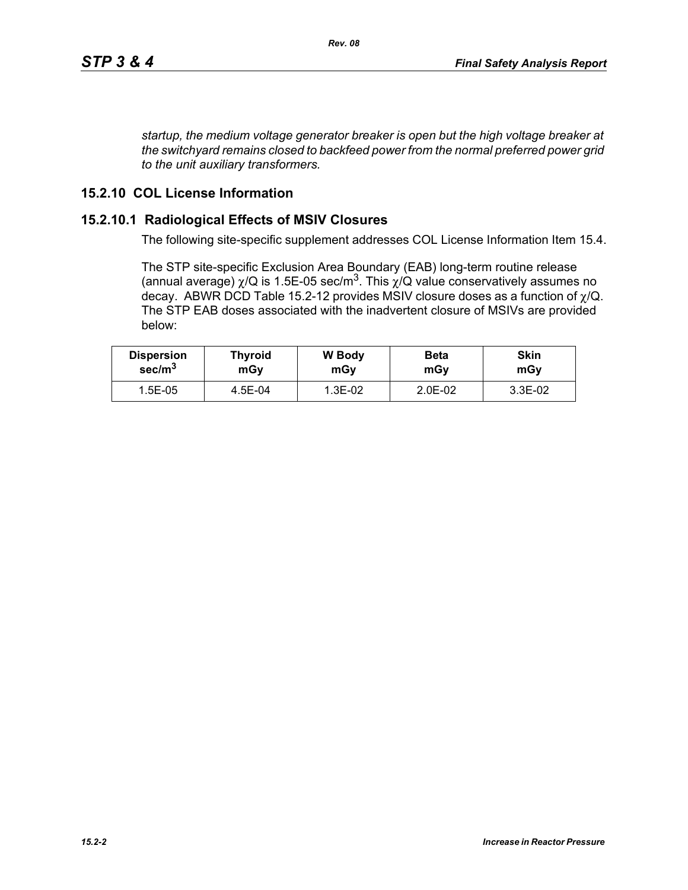*startup, the medium voltage generator breaker is open but the high voltage breaker at the switchyard remains closed to backfeed power from the normal preferred power grid to the unit auxiliary transformers.*

## 15.2.10 COL License Information

### 15.2.10.1 Radiological Effects of MSIV Closures

The following site-specific supplement addresses COL License Information Item 15.4.

The STP site-specific Exclusion Area Boundary (EAB) long-term routine release (annual average) $\chi$/Q is 1.5E-05 sec/m$^3$. This $\chi$/Q value conservatively assumes no decay. ABWR DCD Table 15.2-12 provides MSIV closure doses as a function of $\chi$/Q. The STP EAB doses associated with the inadvertent closure of MSIVs are provided below:

| Dispersion sec/m$^3$ | Thyroid mGy | W Body mGy | Beta mGy | Skin mGy |
|---|---|---|---|---|
| 1.5E-05 | 4.5E-04 | 1.3E-02 | 2.0E-02 | 3.3E-02 |